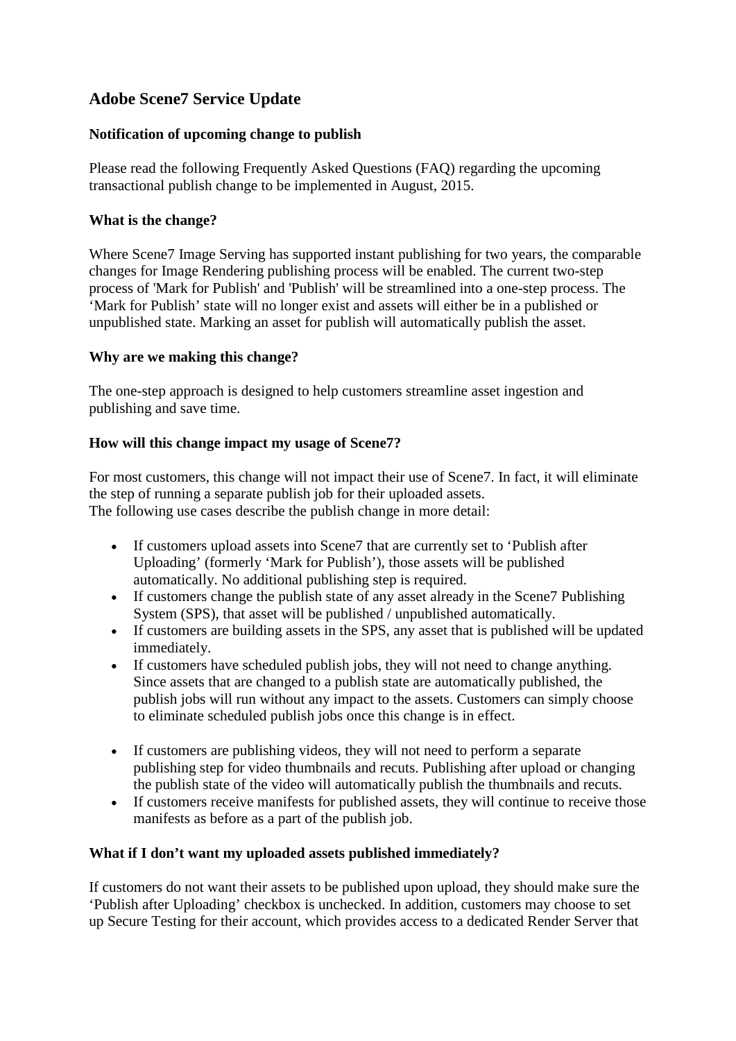## Adobe Scene7 Service Update

### Notification of upcoming change to publish

Please read the following Frequently Asked Questions (FAQ) regarding the upcoming transactional publish change to be implemented in August, 2015.

### What is the change?

Where Scene7 Image Serving has supported instant publishing for two years, the comparable changes for Image Rendering publishing process will be enabled. The current two-step process of 'Mark for Publish' and 'Publish' will be streamlined into a one-step process. The 'Mark for Publish' state will no longer exist and assets will either be in a published or unpublished state. Marking an asset for publish will automatically publish the asset.

### Why are we making this change?

The one-step approach is designed to help customers streamline asset ingestion and publishing and save time.

### How will this change impact my usage of Scene7?

For most customers, this change will not impact their use of Scene7. In fact, it will eliminate the step of running a separate publish job for their uploaded assets.
The following use cases describe the publish change in more detail:

- If customers upload assets into Scene7 that are currently set to 'Publish after Uploading' (formerly 'Mark for Publish'), those assets will be published automatically. No additional publishing step is required.
- If customers change the publish state of any asset already in the Scene7 Publishing System (SPS), that asset will be published / unpublished automatically.
- If customers are building assets in the SPS, any asset that is published will be updated immediately.
- If customers have scheduled publish jobs, they will not need to change anything. Since assets that are changed to a publish state are automatically published, the publish jobs will run without any impact to the assets. Customers can simply choose to eliminate scheduled publish jobs once this change is in effect.
- If customers are publishing videos, they will not need to perform a separate publishing step for video thumbnails and recuts. Publishing after upload or changing the publish state of the video will automatically publish the thumbnails and recuts.
- If customers receive manifests for published assets, they will continue to receive those manifests as before as a part of the publish job.

### What if I don't want my uploaded assets published immediately?

If customers do not want their assets to be published upon upload, they should make sure the 'Publish after Uploading' checkbox is unchecked. In addition, customers may choose to set up Secure Testing for their account, which provides access to a dedicated Render Server that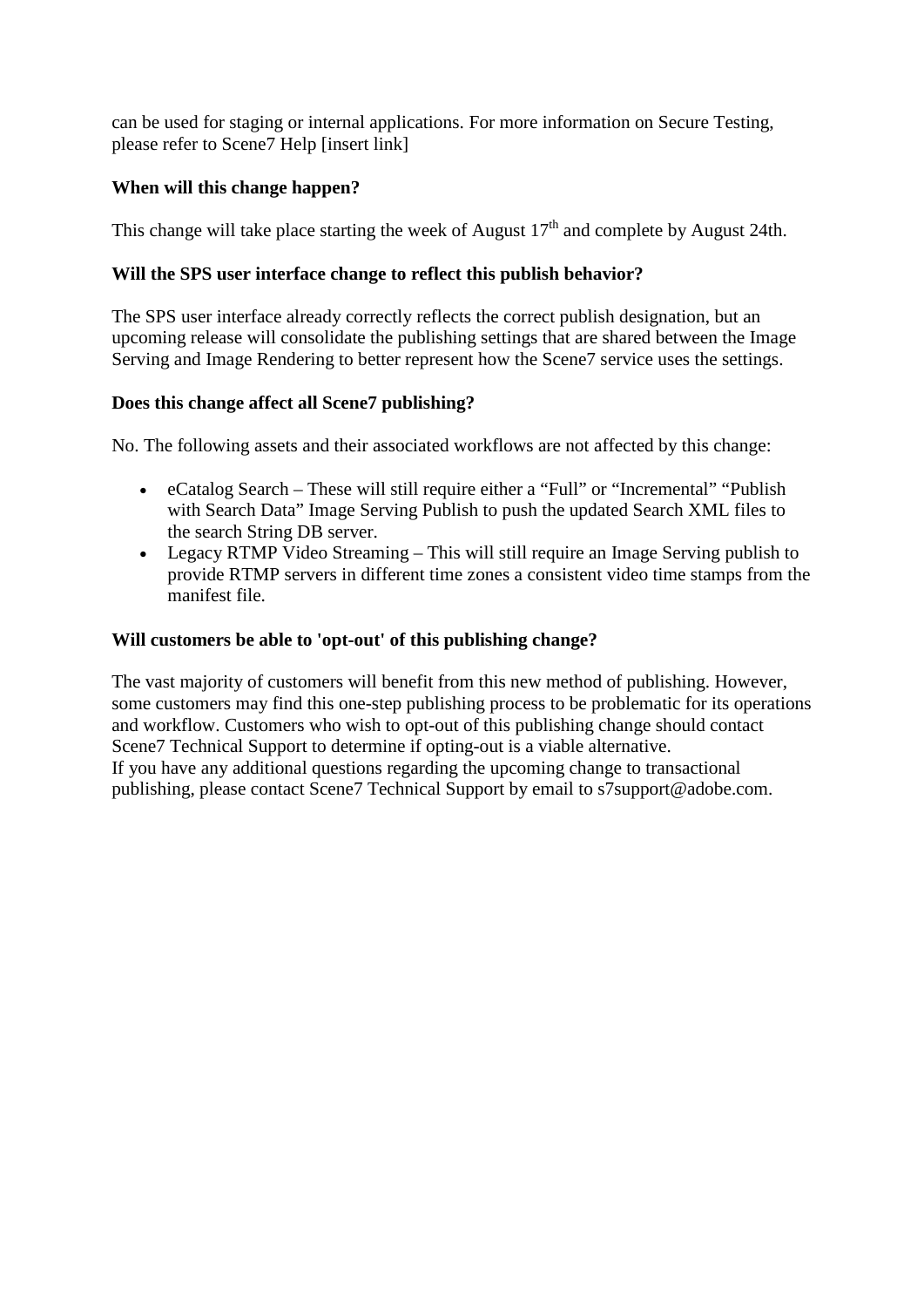can be used for staging or internal applications. For more information on Secure Testing, please refer to Scene7 Help [insert link]

**When will this change happen?**

This change will take place starting the week of August 17th and complete by August 24th.

**Will the SPS user interface change to reflect this publish behavior?**

The SPS user interface already correctly reflects the correct publish designation, but an upcoming release will consolidate the publishing settings that are shared between the Image Serving and Image Rendering to better represent how the Scene7 service uses the settings.

**Does this change affect all Scene7 publishing?**

No. The following assets and their associated workflows are not affected by this change:

- eCatalog Search – These will still require either a “Full” or “Incremental” “Publish with Search Data” Image Serving Publish to push the updated Search XML files to the search String DB server.
- Legacy RTMP Video Streaming – This will still require an Image Serving publish to provide RTMP servers in different time zones a consistent video time stamps from the manifest file.

**Will customers be able to 'opt-out' of this publishing change?**

The vast majority of customers will benefit from this new method of publishing. However, some customers may find this one-step publishing process to be problematic for its operations and workflow. Customers who wish to opt-out of this publishing change should contact Scene7 Technical Support to determine if opting-out is a viable alternative.
If you have any additional questions regarding the upcoming change to transactional publishing, please contact Scene7 Technical Support by email to s7support@adobe.com.